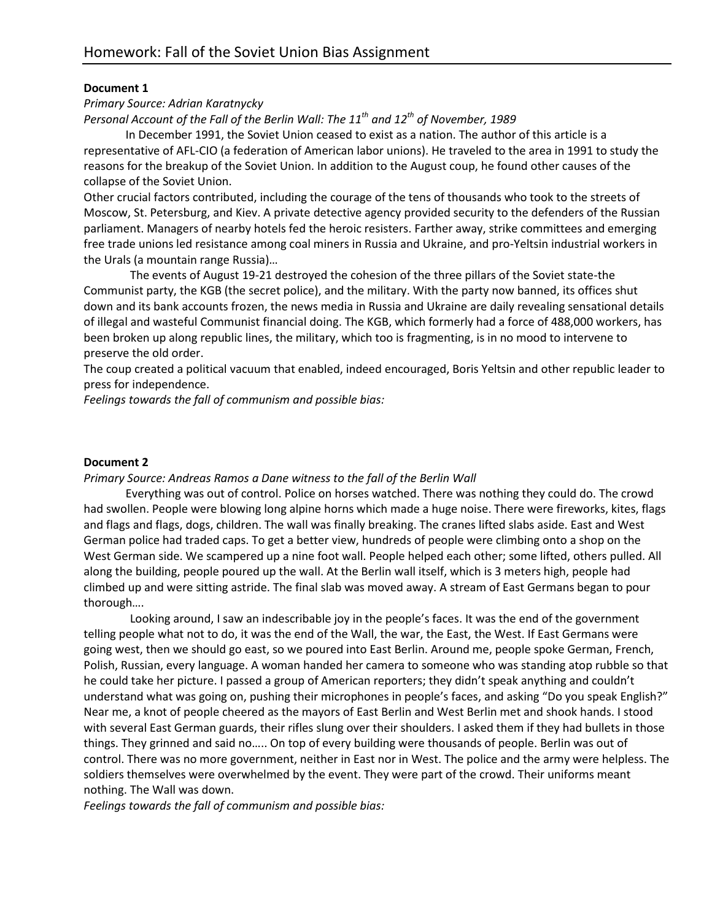# Homework: Fall of the Soviet Union Bias Assignment

**Document 1**

*Primary Source: Adrian Karatnycky*

*Personal Account of the Fall of the Berlin Wall: The 11th and 12th of November, 1989*

In December 1991, the Soviet Union ceased to exist as a nation. The author of this article is a representative of AFL-CIO (a federation of American labor unions). He traveled to the area in 1991 to study the reasons for the breakup of the Soviet Union. In addition to the August coup, he found other causes of the collapse of the Soviet Union.

Other crucial factors contributed, including the courage of the tens of thousands who took to the streets of Moscow, St. Petersburg, and Kiev. A private detective agency provided security to the defenders of the Russian parliament. Managers of nearby hotels fed the heroic resisters. Farther away, strike committees and emerging free trade unions led resistance among coal miners in Russia and Ukraine, and pro-Yeltsin industrial workers in the Urals (a mountain range Russia)…

The events of August 19-21 destroyed the cohesion of the three pillars of the Soviet state-the Communist party, the KGB (the secret police), and the military. With the party now banned, its offices shut down and its bank accounts frozen, the news media in Russia and Ukraine are daily revealing sensational details of illegal and wasteful Communist financial doing. The KGB, which formerly had a force of 488,000 workers, has been broken up along republic lines, the military, which too is fragmenting, is in no mood to intervene to preserve the old order.

The coup created a political vacuum that enabled, indeed encouraged, Boris Yeltsin and other republic leader to press for independence.

*Feelings towards the fall of communism and possible bias:*

**Document 2**

*Primary Source: Andreas Ramos a Dane witness to the fall of the Berlin Wall*

Everything was out of control. Police on horses watched. There was nothing they could do. The crowd had swollen. People were blowing long alpine horns which made a huge noise. There were fireworks, kites, flags and flags and flags, dogs, children. The wall was finally breaking. The cranes lifted slabs aside. East and West German police had traded caps. To get a better view, hundreds of people were climbing onto a shop on the West German side. We scampered up a nine foot wall. People helped each other; some lifted, others pulled. All along the building, people poured up the wall. At the Berlin wall itself, which is 3 meters high, people had climbed up and were sitting astride. The final slab was moved away. A stream of East Germans began to pour thorough….

Looking around, I saw an indescribable joy in the people's faces. It was the end of the government telling people what not to do, it was the end of the Wall, the war, the East, the West. If East Germans were going west, then we should go east, so we poured into East Berlin. Around me, people spoke German, French, Polish, Russian, every language. A woman handed her camera to someone who was standing atop rubble so that he could take her picture. I passed a group of American reporters; they didn't speak anything and couldn't understand what was going on, pushing their microphones in people's faces, and asking "Do you speak English?" Near me, a knot of people cheered as the mayors of East Berlin and West Berlin met and shook hands. I stood with several East German guards, their rifles slung over their shoulders. I asked them if they had bullets in those things. They grinned and said no….. On top of every building were thousands of people. Berlin was out of control. There was no more government, neither in East nor in West. The police and the army were helpless. The soldiers themselves were overwhelmed by the event. They were part of the crowd. Their uniforms meant nothing. The Wall was down.

*Feelings towards the fall of communism and possible bias:*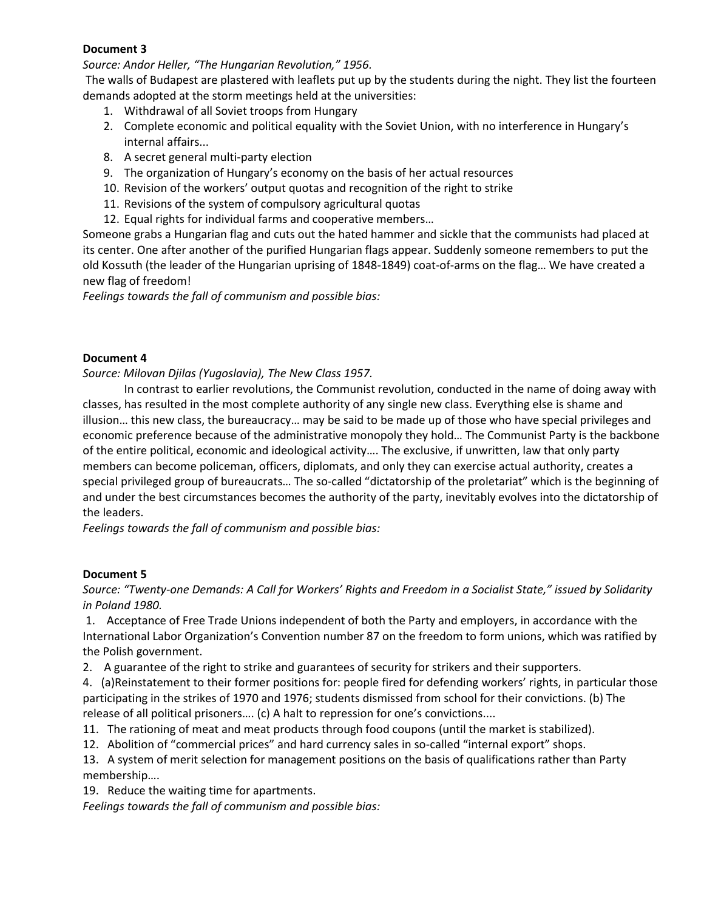**Document 3**

*Source: Andor Heller, "The Hungarian Revolution," 1956.*

The walls of Budapest are plastered with leaflets put up by the students during the night. They list the fourteen demands adopted at the storm meetings held at the universities:

1. Withdrawal of all Soviet troops from Hungary
2. Complete economic and political equality with the Soviet Union, with no interference in Hungary's internal affairs...
8. A secret general multi-party election
9. The organization of Hungary's economy on the basis of her actual resources
10. Revision of the workers' output quotas and recognition of the right to strike
11. Revisions of the system of compulsory agricultural quotas
12. Equal rights for individual farms and cooperative members…

Someone grabs a Hungarian flag and cuts out the hated hammer and sickle that the communists had placed at its center. One after another of the purified Hungarian flags appear. Suddenly someone remembers to put the old Kossuth (the leader of the Hungarian uprising of 1848-1849) coat-of-arms on the flag… We have created a new flag of freedom!

*Feelings towards the fall of communism and possible bias:*

**Document 4**

*Source: Milovan Djilas (Yugoslavia), The New Class 1957.*

In contrast to earlier revolutions, the Communist revolution, conducted in the name of doing away with classes, has resulted in the most complete authority of any single new class. Everything else is shame and illusion… this new class, the bureaucracy… may be said to be made up of those who have special privileges and economic preference because of the administrative monopoly they hold… The Communist Party is the backbone of the entire political, economic and ideological activity…. The exclusive, if unwritten, law that only party members can become policeman, officers, diplomats, and only they can exercise actual authority, creates a special privileged group of bureaucrats… The so-called "dictatorship of the proletariat" which is the beginning of and under the best circumstances becomes the authority of the party, inevitably evolves into the dictatorship of the leaders.

*Feelings towards the fall of communism and possible bias:*

**Document 5**

*Source: "Twenty-one Demands: A Call for Workers' Rights and Freedom in a Socialist State," issued by Solidarity in Poland 1980.*

1. Acceptance of Free Trade Unions independent of both the Party and employers, in accordance with the International Labor Organization's Convention number 87 on the freedom to form unions, which was ratified by the Polish government.
2. A guarantee of the right to strike and guarantees of security for strikers and their supporters.
4. (a)Reinstatement to their former positions for: people fired for defending workers' rights, in particular those participating in the strikes of 1970 and 1976; students dismissed from school for their convictions. (b) The release of all political prisoners…. (c) A halt to repression for one's convictions....
11. The rationing of meat and meat products through food coupons (until the market is stabilized).
12. Abolition of "commercial prices" and hard currency sales in so-called "internal export" shops.
13. A system of merit selection for management positions on the basis of qualifications rather than Party membership….
19. Reduce the waiting time for apartments.

*Feelings towards the fall of communism and possible bias:*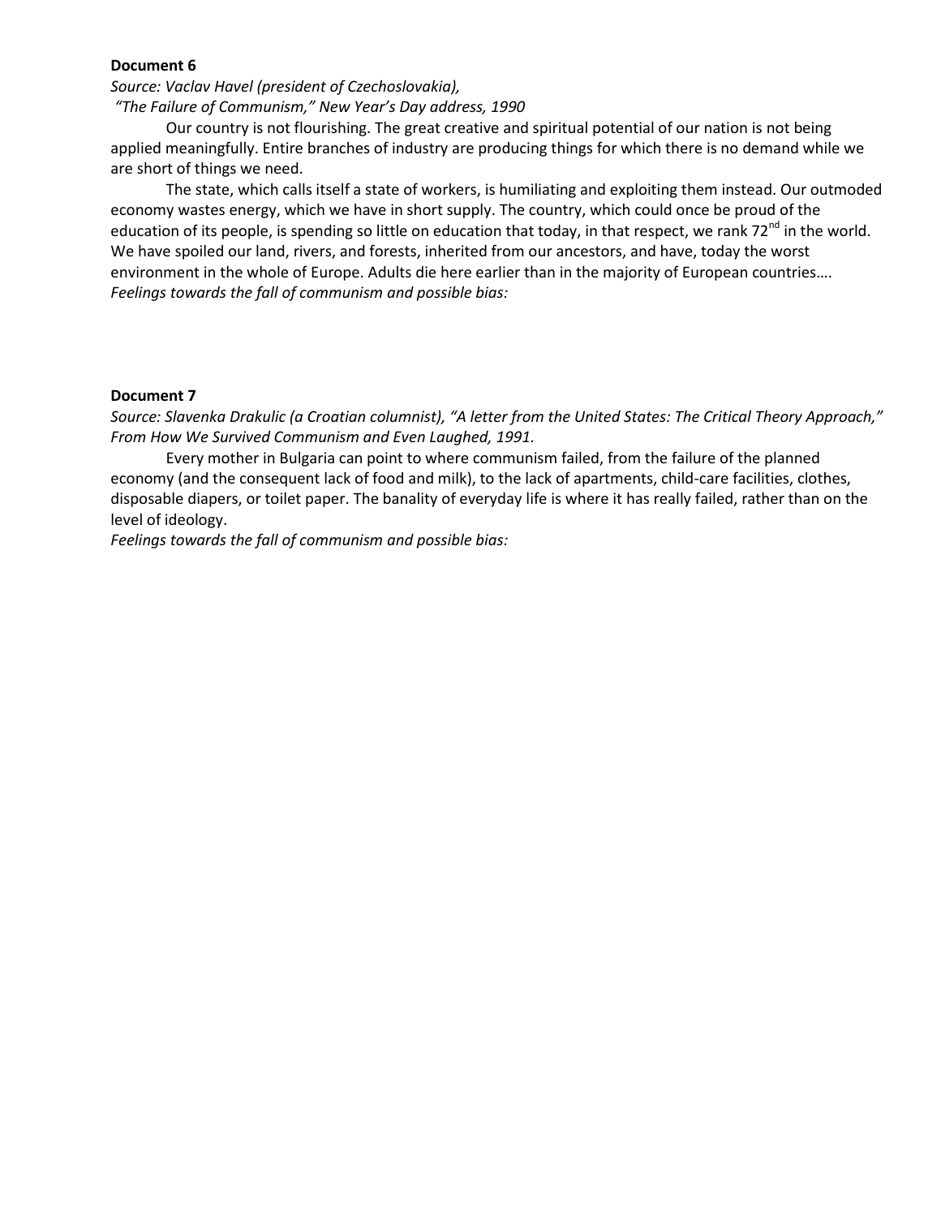**Document 6**

*Source: Vaclav Havel (president of Czechoslovakia), "The Failure of Communism," New Year's Day address, 1990*

Our country is not flourishing. The great creative and spiritual potential of our nation is not being applied meaningfully. Entire branches of industry are producing things for which there is no demand while we are short of things we need.

The state, which calls itself a state of workers, is humiliating and exploiting them instead. Our outmoded economy wastes energy, which we have in short supply. The country, which could once be proud of the education of its people, is spending so little on education that today, in that respect, we rank 72nd in the world. We have spoiled our land, rivers, and forests, inherited from our ancestors, and have, today the worst environment in the whole of Europe. Adults die here earlier than in the majority of European countries….

*Feelings towards the fall of communism and possible bias:*

**Document 7**

*Source: Slavenka Drakulic (a Croatian columnist), "A letter from the United States: The Critical Theory Approach," From How We Survived Communism and Even Laughed, 1991.*

Every mother in Bulgaria can point to where communism failed, from the failure of the planned economy (and the consequent lack of food and milk), to the lack of apartments, child-care facilities, clothes, disposable diapers, or toilet paper. The banality of everyday life is where it has really failed, rather than on the level of ideology.

*Feelings towards the fall of communism and possible bias:*